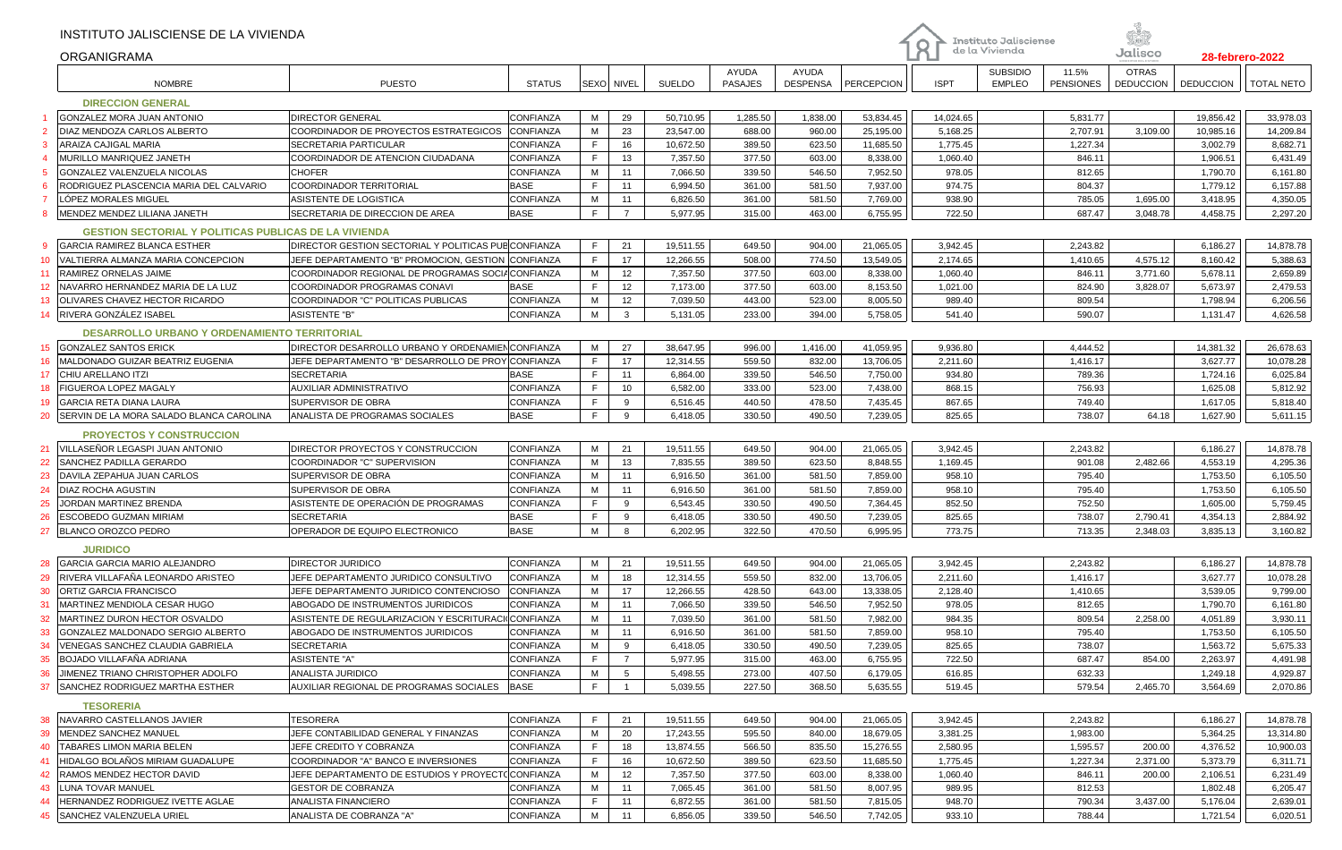# INSTITUTO JALISCIENSE DE LA VIVIENDA

## ORGANIGRAMA

**28-febrero-2022**

| # | NOMBRE | PUESTO | STATUS | SEXO | NIVEL | SUELDO | AYUDA PASAJES | AYUDA DESPENSA | PERCEPCION | ISPT | SUBSIDIO EMPLEO | 11.5% PENSIONES | OTRAS DEDUCCION | DEDUCCION | TOTAL NETO |
|---|---|---|---|---|---|---|---|---|---|---|---|---|---|---|---|
| | **DIRECCION GENERAL** | | | | | | | | | | | | | | |
| 1 | GONZALEZ MORA JUAN ANTONIO | DIRECTOR GENERAL | CONFIANZA | M | 29 | 50,710.95 | 1,285.50 | 1,838.00 | 53,834.45 | 14,024.65 | | 5,831.77 | | 19,856.42 | 33,978.03 |
| 2 | DIAZ MENDOZA CARLOS ALBERTO | COORDINADOR DE PROYECTOS ESTRATEGICOS | CONFIANZA | M | 23 | 23,547.00 | 688.00 | 960.00 | 25,195.00 | 5,168.25 | | 2,707.91 | 3,109.00 | 10,985.16 | 14,209.84 |
| 3 | ARAIZA CAJIGAL MARIA | SECRETARIA PARTICULAR | CONFIANZA | F | 16 | 10,672.50 | 389.50 | 623.50 | 11,685.50 | 1,775.45 | | 1,227.34 | | 3,002.79 | 8,682.71 |
| 4 | MURILLO MANRIQUEZ JANETH | COORDINADOR DE ATENCION CIUDADANA | CONFIANZA | F | 13 | 7,357.50 | 377.50 | 603.00 | 8,338.00 | 1,060.40 | | 846.11 | | 1,906.51 | 6,431.49 |
| 5 | GONZALEZ VALENZUELA NICOLAS | CHOFER | CONFIANZA | M | 11 | 7,066.50 | 339.50 | 546.50 | 7,952.50 | 978.05 | | 812.65 | | 1,790.70 | 6,161.80 |
| 6 | RODRIGUEZ PLASCENCIA MARIA DEL CALVARIO | COORDINADOR TERRITORIAL | BASE | F | 11 | 6,994.50 | 361.00 | 581.50 | 7,937.00 | 974.75 | | 804.37 | | 1,779.12 | 6,157.88 |
| 7 | LÓPEZ MORALES MIGUEL | ASISTENTE DE LOGISTICA | CONFIANZA | M | 11 | 6,826.50 | 361.00 | 581.50 | 7,769.00 | 938.90 | | 785.05 | 1,695.00 | 3,418.95 | 4,350.05 |
| 8 | MENDEZ MENDEZ LILIANA JANETH | SECRETARIA DE DIRECCION DE AREA | BASE | F | 7 | 5,977.95 | 315.00 | 463.00 | 6,755.95 | 722.50 | | 687.47 | 3,048.78 | 4,458.75 | 2,297.20 |
| | **GESTION SECTORIAL Y POLITICAS PUBLICAS DE LA VIVIENDA** | | | | | | | | | | | | | | |
| 9 | GARCIA RAMIREZ BLANCA ESTHER | DIRECTOR GESTION SECTORIAL Y POLITICAS PUB | CONFIANZA | F | 21 | 19,511.55 | 649.50 | 904.00 | 21,065.05 | 3,942.45 | | 2,243.82 | | 6,186.27 | 14,878.78 |
| 10 | VALTIERRA ALMANZA MARIA CONCEPCION | JEFE DEPARTAMENTO "B" PROMOCION, GESTION | CONFIANZA | F | 17 | 12,266.55 | 508.00 | 774.50 | 13,549.05 | 2,174.65 | | 1,410.65 | 4,575.12 | 8,160.42 | 5,388.63 |
| 11 | RAMIREZ ORNELAS JAIME | COORDINADOR REGIONAL DE PROGRAMAS SOCIA | CONFIANZA | M | 12 | 7,357.50 | 377.50 | 603.00 | 8,338.00 | 1,060.40 | | 846.11 | 3,771.60 | 5,678.11 | 2,659.89 |
| 12 | NAVARRO HERNANDEZ MARIA DE LA LUZ | COORDINADOR PROGRAMAS CONAVI | BASE | F | 12 | 7,173.00 | 377.50 | 603.00 | 8,153.50 | 1,021.00 | | 824.90 | 3,828.07 | 5,673.97 | 2,479.53 |
| 13 | OLIVARES CHAVEZ HECTOR RICARDO | COORDINADOR "C" POLITICAS PUBLICAS | CONFIANZA | M | 12 | 7,039.50 | 443.00 | 523.00 | 8,005.50 | 989.40 | | 809.54 | | 1,798.94 | 6,206.56 |
| 14 | RIVERA GONZÁLEZ ISABEL | ASISTENTE "B" | CONFIANZA | M | 3 | 5,131.05 | 233.00 | 394.00 | 5,758.05 | 541.40 | | 590.07 | | 1,131.47 | 4,626.58 |
| | **DESARROLLO URBANO Y ORDENAMIENTO TERRITORIAL** | | | | | | | | | | | | | | |
| 15 | GONZALEZ SANTOS ERICK | DIRECTOR DESARROLLO URBANO Y ORDENAMIEN | CONFIANZA | M | 27 | 38,647.95 | 996.00 | 1,416.00 | 41,059.95 | 9,936.80 | | 4,444.52 | | 14,381.32 | 26,678.63 |
| 16 | MALDONADO GUIZAR BEATRIZ EUGENIA | JEFE DEPARTAMENTO "B" DESARROLLO DE PROY | CONFIANZA | F | 17 | 12,314.55 | 559.50 | 832.00 | 13,706.05 | 2,211.60 | | 1,416.17 | | 3,627.77 | 10,078.28 |
| 17 | CHIU ARELLANO ITZI | SECRETARIA | BASE | F | 11 | 6,864.00 | 339.50 | 546.50 | 7,750.00 | 934.80 | | 789.36 | | 1,724.16 | 6,025.84 |
| 18 | FIGUEROA LOPEZ MAGALY | AUXILIAR ADMINISTRATIVO | CONFIANZA | F | 10 | 6,582.00 | 333.00 | 523.00 | 7,438.00 | 868.15 | | 756.93 | | 1,625.08 | 5,812.92 |
| 19 | GARCIA RETA DIANA LAURA | SUPERVISOR DE OBRA | CONFIANZA | F | 9 | 6,516.45 | 440.50 | 478.50 | 7,435.45 | 867.65 | | 749.40 | | 1,617.05 | 5,818.40 |
| 20 | SERVIN DE LA MORA SALADO BLANCA CAROLINA | ANALISTA DE PROGRAMAS SOCIALES | BASE | F | 9 | 6,418.05 | 330.50 | 490.50 | 7,239.05 | 825.65 | | 738.07 | 64.18 | 1,627.90 | 5,611.15 |
| | **PROYECTOS Y CONSTRUCCION** | | | | | | | | | | | | | | |
| 21 | VILLASEÑOR LEGASPI JUAN ANTONIO | DIRECTOR PROYECTOS Y CONSTRUCCION | CONFIANZA | M | 21 | 19,511.55 | 649.50 | 904.00 | 21,065.05 | 3,942.45 | | 2,243.82 | | 6,186.27 | 14,878.78 |
| 22 | SANCHEZ PADILLA GERARDO | COORDINADOR "C" SUPERVISION | CONFIANZA | M | 13 | 7,835.55 | 389.50 | 623.50 | 8,848.55 | 1,169.45 | | 901.08 | 2,482.66 | 4,553.19 | 4,295.36 |
| 23 | DAVILA ZEPAHUA JUAN CARLOS | SUPERVISOR DE OBRA | CONFIANZA | M | 11 | 6,916.50 | 361.00 | 581.50 | 7,859.00 | 958.10 | | 795.40 | | 1,753.50 | 6,105.50 |
| 24 | DIAZ ROCHA AGUSTIN | SUPERVISOR DE OBRA | CONFIANZA | M | 11 | 6,916.50 | 361.00 | 581.50 | 7,859.00 | 958.10 | | 795.40 | | 1,753.50 | 6,105.50 |
| 25 | JORDAN MARTINEZ BRENDA | ASISTENTE DE OPERACIÓN DE PROGRAMAS | CONFIANZA | F | 9 | 6,543.45 | 330.50 | 490.50 | 7,364.45 | 852.50 | | 752.50 | | 1,605.00 | 5,759.45 |
| 26 | ESCOBEDO GUZMAN MIRIAM | SECRETARIA | BASE | F | 9 | 6,418.05 | 330.50 | 490.50 | 7,239.05 | 825.65 | | 738.07 | 2,790.41 | 4,354.13 | 2,884.92 |
| 27 | BLANCO OROZCO PEDRO | OPERADOR DE EQUIPO ELECTRONICO | BASE | M | 8 | 6,202.95 | 322.50 | 470.50 | 6,995.95 | 773.75 | | 713.35 | 2,348.03 | 3,835.13 | 3,160.82 |
| | **JURIDICO** | | | | | | | | | | | | | | |
| 28 | GARCIA GARCIA MARIO ALEJANDRO | DIRECTOR JURIDICO | CONFIANZA | M | 21 | 19,511.55 | 649.50 | 904.00 | 21,065.05 | 3,942.45 | | 2,243.82 | | 6,186.27 | 14,878.78 |
| 29 | RIVERA VILLAFAÑA LEONARDO ARISTEO | JEFE DEPARTAMENTO JURIDICO CONSULTIVO | CONFIANZA | M | 18 | 12,314.55 | 559.50 | 832.00 | 13,706.05 | 2,211.60 | | 1,416.17 | | 3,627.77 | 10,078.28 |
| 30 | ORTIZ GARCIA FRANCISCO | JEFE DEPARTAMENTO JURIDICO CONTENCIOSO | CONFIANZA | M | 17 | 12,266.55 | 428.50 | 643.00 | 13,338.05 | 2,128.40 | | 1,410.65 | | 3,539.05 | 9,799.00 |
| 31 | MARTINEZ MENDIOLA CESAR HUGO | ABOGADO DE INSTRUMENTOS JURIDICOS | CONFIANZA | M | 11 | 7,066.50 | 339.50 | 546.50 | 7,952.50 | 978.05 | | 812.65 | | 1,790.70 | 6,161.80 |
| 32 | MARTINEZ DURON HECTOR OSVALDO | ASISTENTE DE REGULARIZACION Y ESCRITURACI | CONFIANZA | M | 11 | 7,039.50 | 361.00 | 581.50 | 7,982.00 | 984.35 | | 809.54 | 2,258.00 | 4,051.89 | 3,930.11 |
| 33 | GONZALEZ MALDONADO SERGIO ALBERTO | ABOGADO DE INSTRUMENTOS JURIDICOS | CONFIANZA | M | 11 | 6,916.50 | 361.00 | 581.50 | 7,859.00 | 958.10 | | 795.40 | | 1,753.50 | 6,105.50 |
| 34 | VENEGAS SANCHEZ CLAUDIA GABRIELA | SECRETARIA | CONFIANZA | M | 9 | 6,418.05 | 330.50 | 490.50 | 7,239.05 | 825.65 | | 738.07 | | 1,563.72 | 5,675.33 |
| 35 | BOJADO VILLAFAÑA ADRIANA | ASISTENTE "A" | CONFIANZA | F | 7 | 5,977.95 | 315.00 | 463.00 | 6,755.95 | 722.50 | | 687.47 | 854.00 | 2,263.97 | 4,491.98 |
| 36 | JIMENEZ TRIANO CHRISTOPHER ADOLFO | ANALISTA JURIDICO | CONFIANZA | M | 5 | 5,498.55 | 273.00 | 407.50 | 6,179.05 | 616.85 | | 632.33 | | 1,249.18 | 4,929.87 |
| 37 | SANCHEZ RODRIGUEZ MARTHA ESTHER | AUXILIAR REGIONAL DE PROGRAMAS SOCIALES | BASE | F | 1 | 5,039.55 | 227.50 | 368.50 | 5,635.55 | 519.45 | | 579.54 | 2,465.70 | 3,564.69 | 2,070.86 |
| | **TESORERIA** | | | | | | | | | | | | | | |
| 38 | NAVARRO CASTELLANOS JAVIER | TESORERA | CONFIANZA | F | 21 | 19,511.55 | 649.50 | 904.00 | 21,065.05 | 3,942.45 | | 2,243.82 | | 6,186.27 | 14,878.78 |
| 39 | MENDEZ SANCHEZ MANUEL | JEFE CONTABILIDAD GENERAL Y FINANZAS | CONFIANZA | M | 20 | 17,243.55 | 595.50 | 840.00 | 18,679.05 | 3,381.25 | | 1,983.00 | | 5,364.25 | 13,314.80 |
| 40 | TABARES LIMON MARIA BELEN | JEFE CREDITO Y COBRANZA | CONFIANZA | F | 18 | 13,874.55 | 566.50 | 835.50 | 15,276.55 | 2,580.95 | | 1,595.57 | 200.00 | 4,376.52 | 10,900.03 |
| 41 | HIDALGO BOLAÑOS MIRIAM GUADALUPE | COORDINADOR "A" BANCO E INVERSIONES | CONFIANZA | F | 16 | 10,672.50 | 389.50 | 623.50 | 11,685.50 | 1,775.45 | | 1,227.34 | 2,371.00 | 5,373.79 | 6,311.71 |
| 42 | RAMOS MENDEZ HECTOR DAVID | JEFE DEPARTAMENTO DE ESTUDIOS Y PROYECTO | CONFIANZA | M | 12 | 7,357.50 | 377.50 | 603.00 | 8,338.00 | 1,060.40 | | 846.11 | 200.00 | 2,106.51 | 6,231.49 |
| 43 | LUNA TOVAR MANUEL | GESTOR DE COBRANZA | CONFIANZA | M | 11 | 7,065.45 | 361.00 | 581.50 | 8,007.95 | 989.95 | | 812.53 | | 1,802.48 | 6,205.47 |
| 44 | HERNANDEZ RODRIGUEZ IVETTE AGLAE | ANALISTA FINANCIERO | CONFIANZA | F | 11 | 6,872.55 | 361.00 | 581.50 | 7,815.05 | 948.70 | | 790.34 | 3,437.00 | 5,176.04 | 2,639.01 |
| 45 | SANCHEZ VALENZUELA URIEL | ANALISTA DE COBRANZA "A" | CONFIANZA | M | 11 | 6,856.05 | 339.50 | 546.50 | 7,742.05 | 933.10 | | 788.44 | | 1,721.54 | 6,020.51 |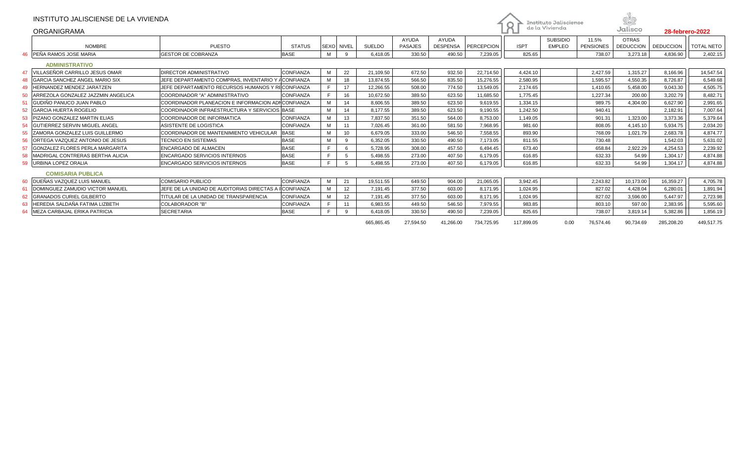INSTITUTO JALISCIENSE DE LA VIVIENDA

ORGANIGRAMA

28-febrero-2022

| | NOMBRE | PUESTO | STATUS | SEXO | NIVEL | SUELDO | AYUDA PASAJES | AYUDA DESPENSA | PERCEPCION | ISPT | SUBSIDIO EMPLEO | 11.5% PENSIONES | OTRAS DEDUCCION | DEDUCCION | TOTAL NETO |
|---|---|---|---|---|---|---|---|---|---|---|---|---|---|---|---|
| 46 | PEÑA RAMOS JOSE MARIA | GESTOR DE COBRANZA | BASE | M | 9 | 6,418.05 | 330.50 | 490.50 | 7,239.05 | 825.65 | | 738.07 | 3,273.18 | 4,836.90 | 2,402.15 |
| | **ADMINISTRATIVO** | | | | | | | | | | | | | | |
| 47 | VILLASEÑOR CARRILLO JESUS OMAR | DIRECTOR ADMINISTRATIVO | CONFIANZA | M | 22 | 21,109.50 | 672.50 | 932.50 | 22,714.50 | 4,424.10 | | 2,427.59 | 1,315.27 | 8,166.96 | 14,547.54 |
| 48 | GARCIA SANCHEZ ANGEL MARIO SIX | JEFE DEPARTAMENTO COMPRAS, INVENTARIO Y A | CONFIANZA | M | 18 | 13,874.55 | 566.50 | 835.50 | 15,276.55 | 2,580.95 | | 1,595.57 | 4,550.35 | 8,726.87 | 6,549.68 |
| 49 | HERNANDEZ MENDEZ JARATZEN | JEFE DEPARTAMENTO RECURSOS HUMANOS Y RE | CONFIANZA | F | 17 | 12,266.55 | 508.00 | 774.50 | 13,549.05 | 2,174.65 | | 1,410.65 | 5,458.00 | 9,043.30 | 4,505.75 |
| 50 | ARREZOLA GONZALEZ JAZZMIN ANGELICA | COORDINADOR "A" ADMINISTRATIVO | CONFIANZA | F | 16 | 10,672.50 | 389.50 | 623.50 | 11,685.50 | 1,775.45 | | 1,227.34 | 200.00 | 3,202.79 | 8,482.71 |
| 51 | GUDIÑO PANUCO JUAN PABLO | COORDINADOR PLANEACION E INFORMACION ADM | CONFIANZA | M | 14 | 8,606.55 | 389.50 | 623.50 | 9,619.55 | 1,334.15 | | 989.75 | 4,304.00 | 6,627.90 | 2,991.65 |
| 52 | GARCIA HUERTA ROGELIO | COORDINADOR INFRAESTRUCTURA Y SERVICIOS | BASE | M | 14 | 8,177.55 | 389.50 | 623.50 | 9,190.55 | 1,242.50 | | 940.41 | | 2,182.91 | 7,007.64 |
| 53 | PIZANO GONZALEZ MARTIN ELIAS | COORDINADOR DE INFORMATICA | CONFIANZA | M | 13 | 7,837.50 | 351.50 | 564.00 | 8,753.00 | 1,149.05 | | 901.31 | 1,323.00 | 3,373.36 | 5,379.64 |
| 54 | GUTIERREZ SERVIN MIGUEL ANGEL | ASISTENTE DE LOGISTICA | CONFIANZA | M | 11 | 7,026.45 | 361.00 | 581.50 | 7,968.95 | 981.60 | | 808.05 | 4,145.10 | 5,934.75 | 2,034.20 |
| 55 | ZAMORA GONZALEZ LUIS GUILLERMO | COORDINADOR DE MANTENIMIENTO VEHICULAR | BASE | M | 10 | 6,679.05 | 333.00 | 546.50 | 7,558.55 | 893.90 | | 768.09 | 1,021.79 | 2,683.78 | 4,874.77 |
| 56 | ORTEGA VAZQUEZ ANTONIO DE JESUS | TECNICO EN SISTEMAS | BASE | M | 9 | 6,352.05 | 330.50 | 490.50 | 7,173.05 | 811.55 | | 730.48 | | 1,542.03 | 5,631.02 |
| 57 | GONZALEZ FLORES PERLA MARGARITA | ENCARGADO DE ALMACEN | BASE | F | 6 | 5,728.95 | 308.00 | 457.50 | 6,494.45 | 673.40 | | 658.84 | 2,922.29 | 4,254.53 | 2,239.92 |
| 58 | MADRIGAL CONTRERAS BERTHA ALICIA | ENCARGADO SERVICIOS INTERNOS | BASE | F | 5 | 5,498.55 | 273.00 | 407.50 | 6,179.05 | 616.85 | | 632.33 | 54.99 | 1,304.17 | 4,874.88 |
| 59 | URBINA LOPEZ ORALIA | ENCARGADO SERVICIOS INTERNOS | BASE | F | 5 | 5,498.55 | 273.00 | 407.50 | 6,179.05 | 616.85 | | 632.33 | 54.99 | 1,304.17 | 4,874.88 |
| | **COMISARIA PUBLICA** | | | | | | | | | | | | | | |
| 60 | DUEÑAS VAZQUEZ LUIS MANUEL | COMISARIO PUBLICO | CONFIANZA | M | 21 | 19,511.55 | 649.50 | 904.00 | 21,065.05 | 3,942.45 | | 2,243.82 | 10,173.00 | 16,359.27 | 4,705.78 |
| 61 | DOMINGUEZ ZAMUDIO VICTOR MANUEL | JEFE DE LA UNIDAD DE AUDITORIAS DIRECTAS A I | CONFIANZA | M | 12 | 7,191.45 | 377.50 | 603.00 | 8,171.95 | 1,024.95 | | 827.02 | 4,428.04 | 6,280.01 | 1,891.94 |
| 62 | GRANADOS CURIEL GILBERTO | TITULAR DE LA UNIDAD DE TRANSPARENCIA | CONFIANZA | M | 12 | 7,191.45 | 377.50 | 603.00 | 8,171.95 | 1,024.95 | | 827.02 | 3,596.00 | 5,447.97 | 2,723.98 |
| 63 | HEREDIA SALDAÑA FATIMA LIZBETH | COLABORADOR "B" | CONFIANZA | F | 11 | 6,983.55 | 449.50 | 546.50 | 7,979.55 | 983.85 | | 803.10 | 597.00 | 2,383.95 | 5,595.60 |
| 64 | MEZA CARBAJAL ERIKA PATRICIA | SECRETARIA | BASE | F | 9 | 6,418.05 | 330.50 | 490.50 | 7,239.05 | 825.65 | | 738.07 | 3,819.14 | 5,382.86 | 1,856.19 |
| | | | | | | 665,865.45 | 27,594.50 | 41,266.00 | 734,725.95 | 117,899.05 | 0.00 | 76,574.46 | 90,734.69 | 285,208.20 | 449,517.75 |